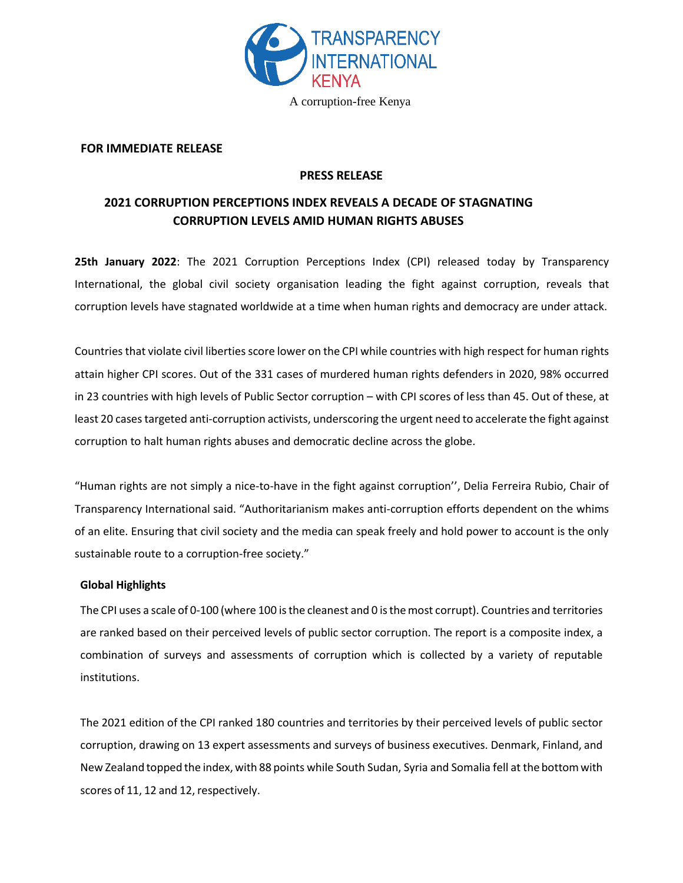TRANSPARENCY INTERNATIONAL KENYA

A corruption-free Kenya

**FOR IMMEDIATE RELEASE**

**PRESS RELEASE**

# 2021 CORRUPTION PERCEPTIONS INDEX REVEALS A DECADE OF STAGNATING CORRUPTION LEVELS AMID HUMAN RIGHTS ABUSES

**25th January 2022**: The 2021 Corruption Perceptions Index (CPI) released today by Transparency International, the global civil society organisation leading the fight against corruption, reveals that corruption levels have stagnated worldwide at a time when human rights and democracy are under attack.

Countries that violate civil liberties score lower on the CPI while countries with high respect for human rights attain higher CPI scores. Out of the 331 cases of murdered human rights defenders in 2020, 98% occurred in 23 countries with high levels of Public Sector corruption – with CPI scores of less than 45. Out of these, at least 20 cases targeted anti-corruption activists, underscoring the urgent need to accelerate the fight against corruption to halt human rights abuses and democratic decline across the globe.

"Human rights are not simply a nice-to-have in the fight against corruption'', Delia Ferreira Rubio, Chair of Transparency International said. "Authoritarianism makes anti-corruption efforts dependent on the whims of an elite. Ensuring that civil society and the media can speak freely and hold power to account is the only sustainable route to a corruption-free society."

**Global Highlights**

The CPI uses a scale of 0-100 (where 100 is the cleanest and 0 is the most corrupt). Countries and territories are ranked based on their perceived levels of public sector corruption. The report is a composite index, a combination of surveys and assessments of corruption which is collected by a variety of reputable institutions.

The 2021 edition of the CPI ranked 180 countries and territories by their perceived levels of public sector corruption, drawing on 13 expert assessments and surveys of business executives. Denmark, Finland, and New Zealand topped the index, with 88 points while South Sudan, Syria and Somalia fell at the bottom with scores of 11, 12 and 12, respectively.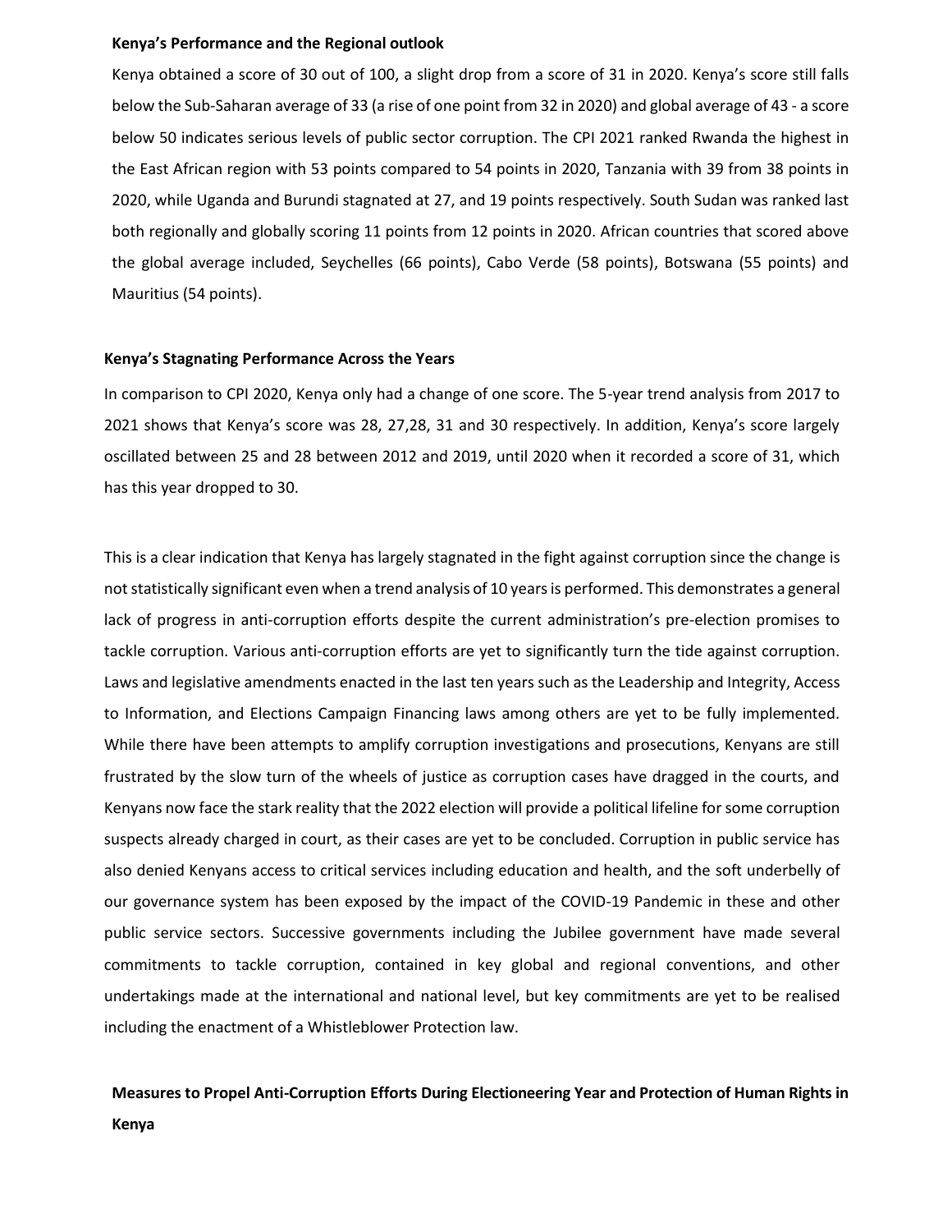### Kenya's Performance and the Regional outlook

Kenya obtained a score of 30 out of 100, a slight drop from a score of 31 in 2020. Kenya's score still falls below the Sub-Saharan average of 33 (a rise of one point from 32 in 2020) and global average of 43 - a score below 50 indicates serious levels of public sector corruption. The CPI 2021 ranked Rwanda the highest in the East African region with 53 points compared to 54 points in 2020, Tanzania with 39 from 38 points in 2020, while Uganda and Burundi stagnated at 27, and 19 points respectively. South Sudan was ranked last both regionally and globally scoring 11 points from 12 points in 2020. African countries that scored above the global average included, Seychelles (66 points), Cabo Verde (58 points), Botswana (55 points) and Mauritius (54 points).

### Kenya's Stagnating Performance Across the Years

In comparison to CPI 2020, Kenya only had a change of one score. The 5-year trend analysis from 2017 to 2021 shows that Kenya's score was 28, 27,28, 31 and 30 respectively. In addition, Kenya's score largely oscillated between 25 and 28 between 2012 and 2019, until 2020 when it recorded a score of 31, which has this year dropped to 30.

This is a clear indication that Kenya has largely stagnated in the fight against corruption since the change is not statistically significant even when a trend analysis of 10 years is performed. This demonstrates a general lack of progress in anti-corruption efforts despite the current administration's pre-election promises to tackle corruption. Various anti-corruption efforts are yet to significantly turn the tide against corruption. Laws and legislative amendments enacted in the last ten years such as the Leadership and Integrity, Access to Information, and Elections Campaign Financing laws among others are yet to be fully implemented. While there have been attempts to amplify corruption investigations and prosecutions, Kenyans are still frustrated by the slow turn of the wheels of justice as corruption cases have dragged in the courts, and Kenyans now face the stark reality that the 2022 election will provide a political lifeline for some corruption suspects already charged in court, as their cases are yet to be concluded. Corruption in public service has also denied Kenyans access to critical services including education and health, and the soft underbelly of our governance system has been exposed by the impact of the COVID-19 Pandemic in these and other public service sectors. Successive governments including the Jubilee government have made several commitments to tackle corruption, contained in key global and regional conventions, and other undertakings made at the international and national level, but key commitments are yet to be realised including the enactment of a Whistleblower Protection law.

### Measures to Propel Anti-Corruption Efforts During Electioneering Year and Protection of Human Rights in Kenya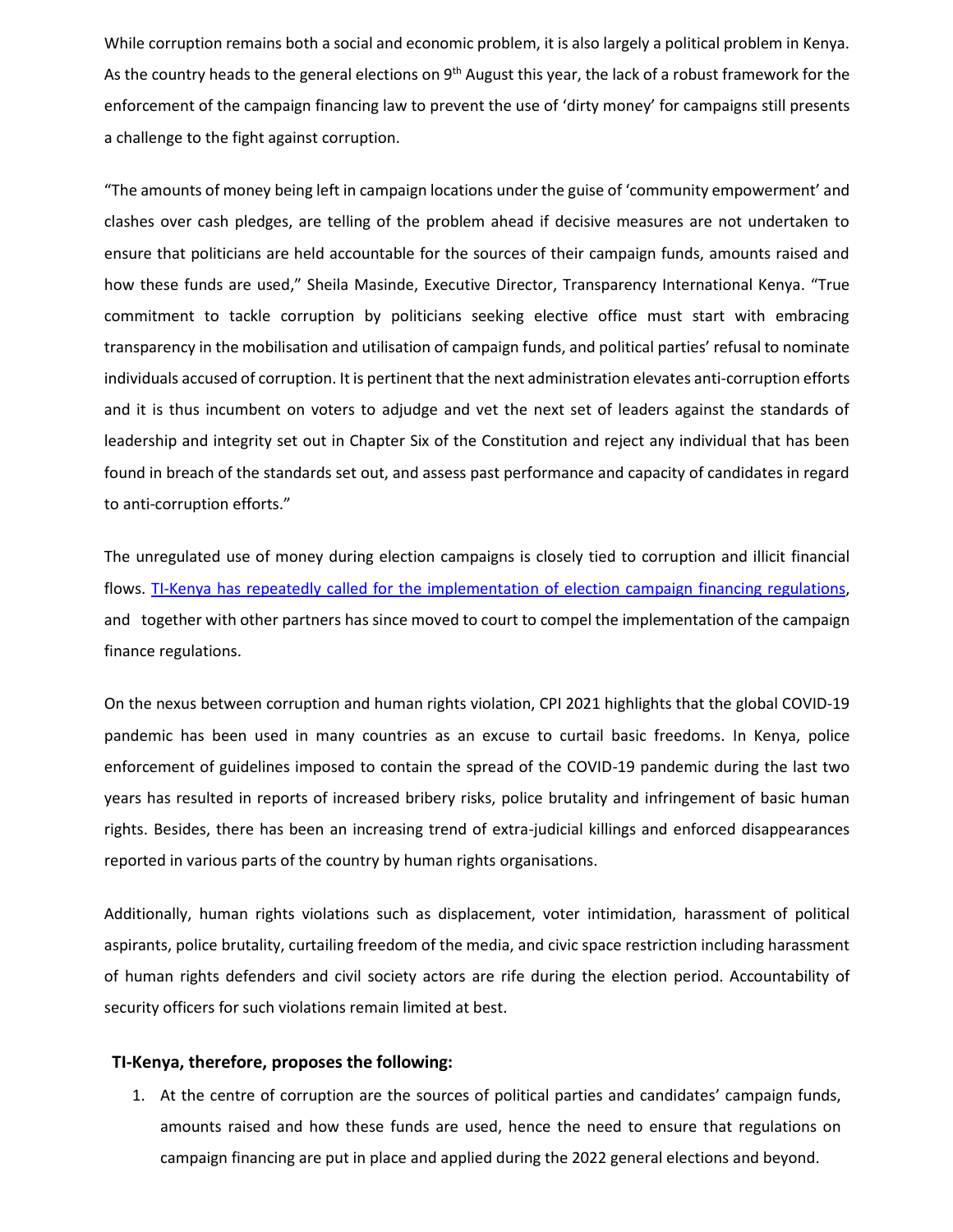While corruption remains both a social and economic problem, it is also largely a political problem in Kenya. As the country heads to the general elections on 9th August this year, the lack of a robust framework for the enforcement of the campaign financing law to prevent the use of 'dirty money' for campaigns still presents a challenge to the fight against corruption.

"The amounts of money being left in campaign locations under the guise of 'community empowerment' and clashes over cash pledges, are telling of the problem ahead if decisive measures are not undertaken to ensure that politicians are held accountable for the sources of their campaign funds, amounts raised and how these funds are used," Sheila Masinde, Executive Director, Transparency International Kenya. "True commitment to tackle corruption by politicians seeking elective office must start with embracing transparency in the mobilisation and utilisation of campaign funds, and political parties' refusal to nominate individuals accused of corruption. It is pertinent that the next administration elevates anti-corruption efforts and it is thus incumbent on voters to adjudge and vet the next set of leaders against the standards of leadership and integrity set out in Chapter Six of the Constitution and reject any individual that has been found in breach of the standards set out, and assess past performance and capacity of candidates in regard to anti-corruption efforts."

The unregulated use of money during election campaigns is closely tied to corruption and illicit financial flows. TI-Kenya has repeatedly called for the implementation of election campaign financing regulations, and together with other partners has since moved to court to compel the implementation of the campaign finance regulations.

On the nexus between corruption and human rights violation, CPI 2021 highlights that the global COVID-19 pandemic has been used in many countries as an excuse to curtail basic freedoms. In Kenya, police enforcement of guidelines imposed to contain the spread of the COVID-19 pandemic during the last two years has resulted in reports of increased bribery risks, police brutality and infringement of basic human rights. Besides, there has been an increasing trend of extra-judicial killings and enforced disappearances reported in various parts of the country by human rights organisations.

Additionally, human rights violations such as displacement, voter intimidation, harassment of political aspirants, police brutality, curtailing freedom of the media, and civic space restriction including harassment of human rights defenders and civil society actors are rife during the election period. Accountability of security officers for such violations remain limited at best.

**TI-Kenya, therefore, proposes the following:**

1. At the centre of corruption are the sources of political parties and candidates' campaign funds, amounts raised and how these funds are used, hence the need to ensure that regulations on campaign financing are put in place and applied during the 2022 general elections and beyond.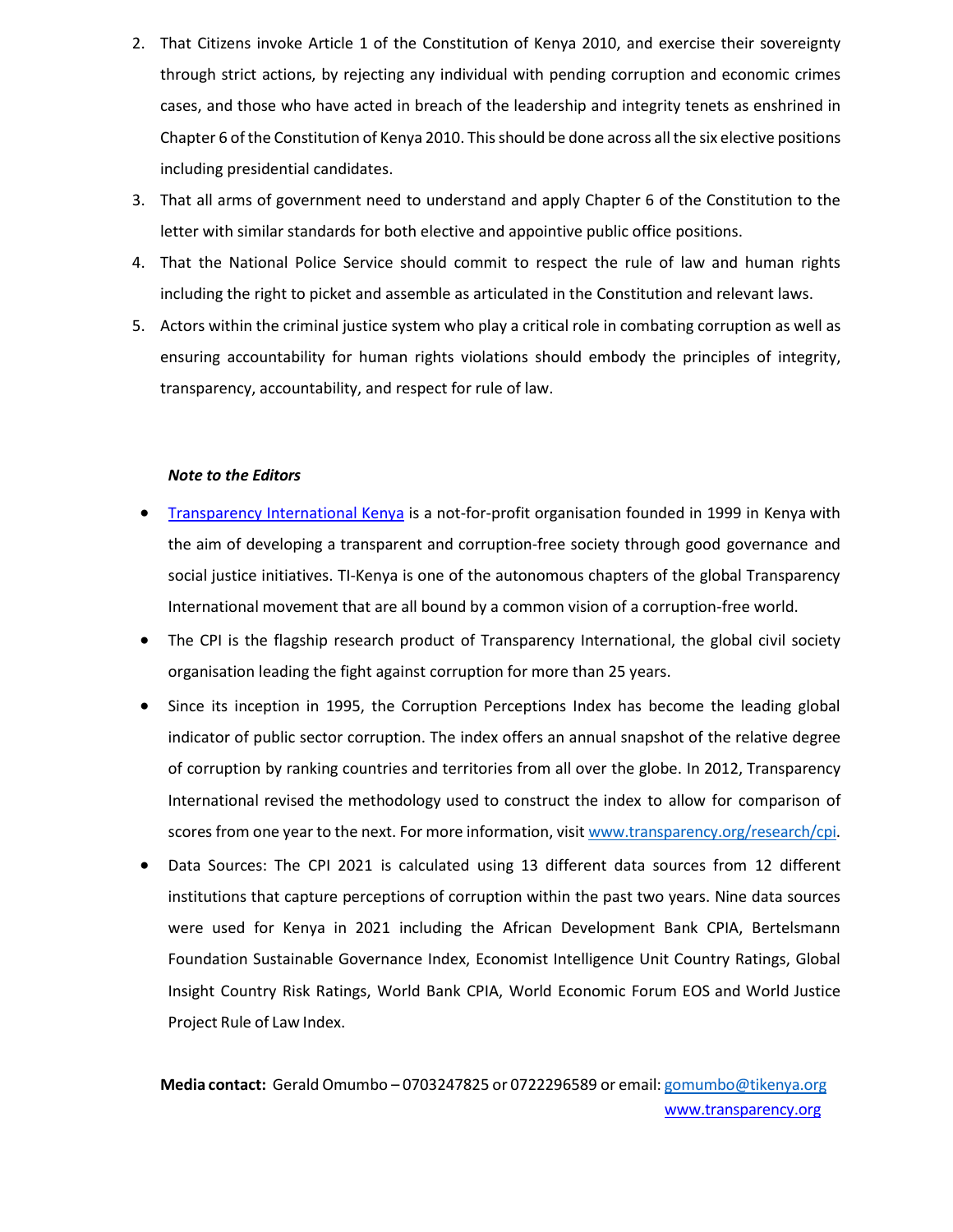2. That Citizens invoke Article 1 of the Constitution of Kenya 2010, and exercise their sovereignty through strict actions, by rejecting any individual with pending corruption and economic crimes cases, and those who have acted in breach of the leadership and integrity tenets as enshrined in Chapter 6 of the Constitution of Kenya 2010. This should be done across all the six elective positions including presidential candidates.
3. That all arms of government need to understand and apply Chapter 6 of the Constitution to the letter with similar standards for both elective and appointive public office positions.
4. That the National Police Service should commit to respect the rule of law and human rights including the right to picket and assemble as articulated in the Constitution and relevant laws.
5. Actors within the criminal justice system who play a critical role in combating corruption as well as ensuring accountability for human rights violations should embody the principles of integrity, transparency, accountability, and respect for rule of law.

***Note to the Editors***

- [Transparency International Kenya]() is a not-for-profit organisation founded in 1999 in Kenya with the aim of developing a transparent and corruption-free society through good governance and social justice initiatives. TI-Kenya is one of the autonomous chapters of the global Transparency International movement that are all bound by a common vision of a corruption-free world.
- The CPI is the flagship research product of Transparency International, the global civil society organisation leading the fight against corruption for more than 25 years.
- Since its inception in 1995, the Corruption Perceptions Index has become the leading global indicator of public sector corruption. The index offers an annual snapshot of the relative degree of corruption by ranking countries and territories from all over the globe. In 2012, Transparency International revised the methodology used to construct the index to allow for comparison of scores from one year to the next. For more information, visit www.transparency.org/research/cpi.
- Data Sources: The CPI 2021 is calculated using 13 different data sources from 12 different institutions that capture perceptions of corruption within the past two years. Nine data sources were used for Kenya in 2021 including the African Development Bank CPIA, Bertelsmann Foundation Sustainable Governance Index, Economist Intelligence Unit Country Ratings, Global Insight Country Risk Ratings, World Bank CPIA, World Economic Forum EOS and World Justice Project Rule of Law Index.

**Media contact:** Gerald Omumbo – 0703247825 or 0722296589 or email: gomumbo@tikenya.org
www.transparency.org